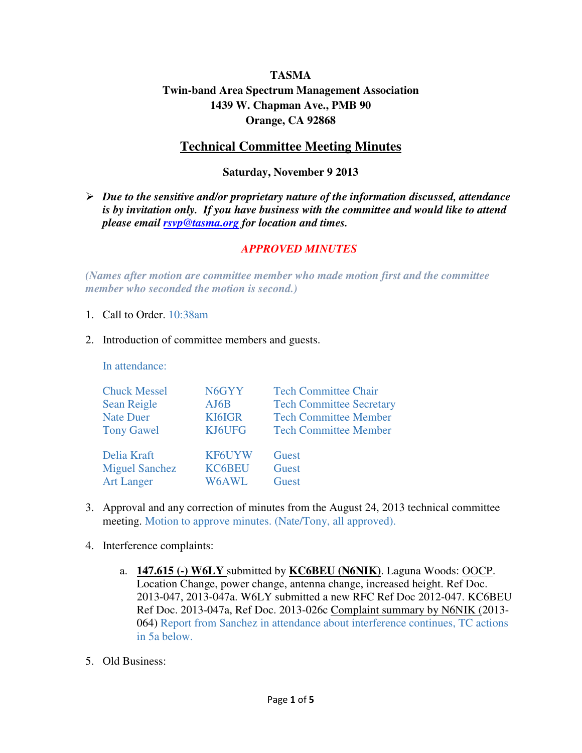**TASMA**

**Twin-band Area Spectrum Management Association**

**1439 W. Chapman Ave., PMB 90**

**Orange, CA 92868**

# Technical Committee Meeting Minutes

**Saturday, November 9 2013**

- ***Due to the sensitive and/or proprietary nature of the information discussed, attendance is by invitation only. If you have business with the committee and would like to attend please email [rsvp@tasma.org](mailto:rsvp@tasma.org) for location and times.***

***APPROVED MINUTES***

***(Names after motion are committee member who made motion first and the committee member who seconded the motion is second.)***

1. Call to Order. 10:38am

2. Introduction of committee members and guests.

   In attendance:

   | | | |
   |---|---|---|
   | Chuck Messel | N6GYY | Tech Committee Chair |
   | Sean Reigle | AJ6B | Tech Committee Secretary |
   | Nate Duer | KI6IGR | Tech Committee Member |
   | Tony Gawel | KJ6UFG | Tech Committee Member |
   | Delia Kraft | KF6UYW | Guest |
   | Miguel Sanchez | KC6BEU | Guest |
   | Art Langer | W6AWL | Guest |

3. Approval and any correction of minutes from the August 24, 2013 technical committee meeting. Motion to approve minutes. (Nate/Tony, all approved).

4. Interference complaints:

   a. **147.615 (-) W6LY** submitted by **KC6BEU (N6NIK)**. Laguna Woods: OOCP. Location Change, power change, antenna change, increased height. Ref Doc. 2013-047, 2013-047a. W6LY submitted a new RFC Ref Doc 2012-047. KC6BEU Ref Doc. 2013-047a, Ref Doc. 2013-026c Complaint summary by N6NIK (2013-064) Report from Sanchez in attendance about interference continues, TC actions in 5a below.

5. Old Business: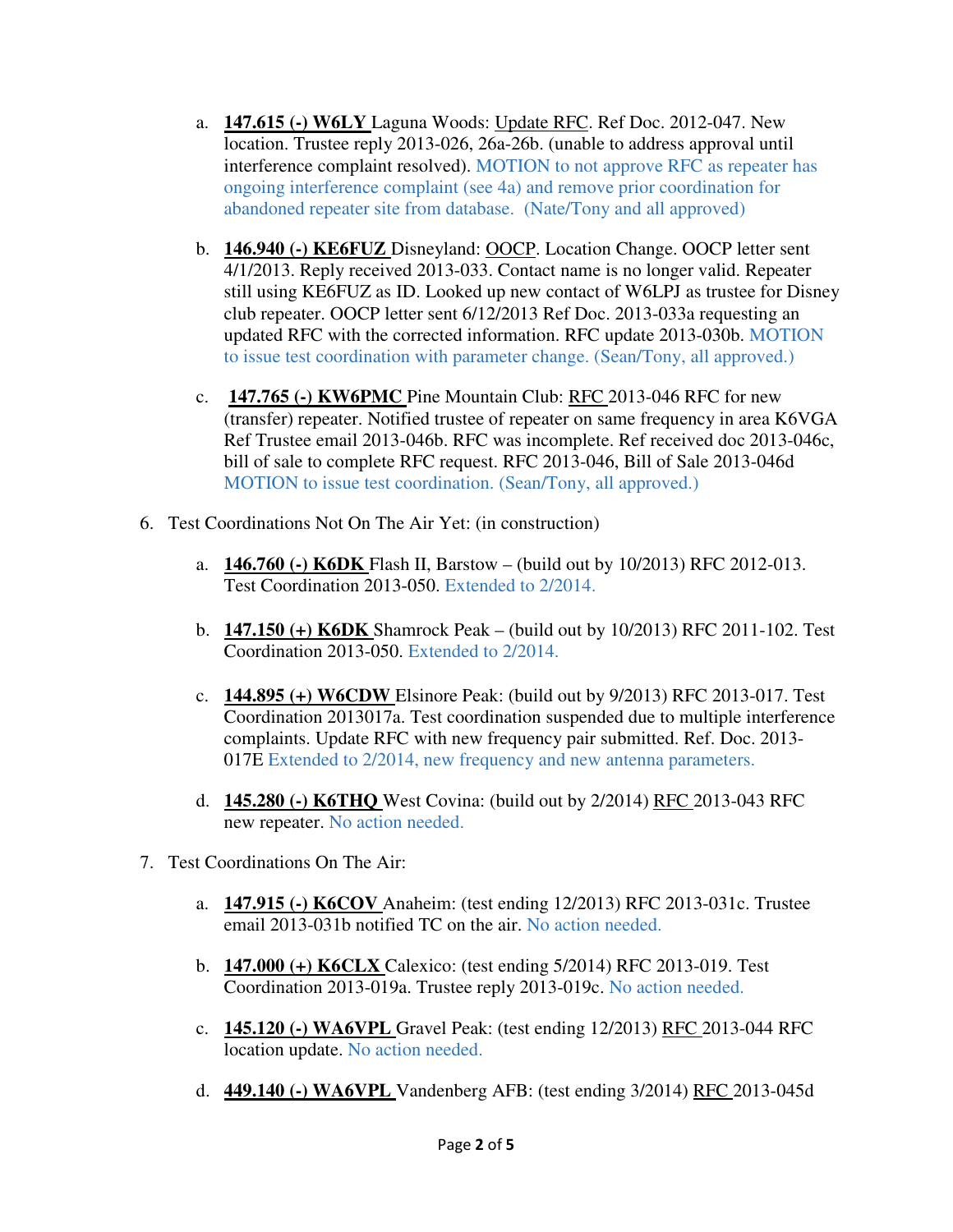a. **147.615 (-) W6LY** Laguna Woods: Update RFC. Ref Doc. 2012-047. New location. Trustee reply 2013-026, 26a-26b. (unable to address approval until interference complaint resolved). MOTION to not approve RFC as repeater has ongoing interference complaint (see 4a) and remove prior coordination for abandoned repeater site from database. (Nate/Tony and all approved)

   b. **146.940 (-) KE6FUZ** Disneyland: OOCP. Location Change. OOCP letter sent 4/1/2013. Reply received 2013-033. Contact name is no longer valid. Repeater still using KE6FUZ as ID. Looked up new contact of W6LPJ as trustee for Disney club repeater. OOCP letter sent 6/12/2013 Ref Doc. 2013-033a requesting an updated RFC with the corrected information. RFC update 2013-030b. MOTION to issue test coordination with parameter change. (Sean/Tony, all approved.)

   c. **147.765 (-) KW6PMC** Pine Mountain Club: RFC 2013-046 RFC for new (transfer) repeater. Notified trustee of repeater on same frequency in area K6VGA Ref Trustee email 2013-046b. RFC was incomplete. Ref received doc 2013-046c, bill of sale to complete RFC request. RFC 2013-046, Bill of Sale 2013-046d MOTION to issue test coordination. (Sean/Tony, all approved.)

6. Test Coordinations Not On The Air Yet: (in construction)

   a. **146.760 (-) K6DK** Flash II, Barstow – (build out by 10/2013) RFC 2012-013. Test Coordination 2013-050. Extended to 2/2014.

   b. **147.150 (+) K6DK** Shamrock Peak – (build out by 10/2013) RFC 2011-102. Test Coordination 2013-050. Extended to 2/2014.

   c. **144.895 (+) W6CDW** Elsinore Peak: (build out by 9/2013) RFC 2013-017. Test Coordination 2013017a. Test coordination suspended due to multiple interference complaints. Update RFC with new frequency pair submitted. Ref. Doc. 2013-017E Extended to 2/2014, new frequency and new antenna parameters.

   d. **145.280 (-) K6THQ** West Covina: (build out by 2/2014) RFC 2013-043 RFC new repeater. No action needed.

7. Test Coordinations On The Air:

   a. **147.915 (-) K6COV** Anaheim: (test ending 12/2013) RFC 2013-031c. Trustee email 2013-031b notified TC on the air. No action needed.

   b. **147.000 (+) K6CLX** Calexico: (test ending 5/2014) RFC 2013-019. Test Coordination 2013-019a. Trustee reply 2013-019c. No action needed.

   c. **145.120 (-) WA6VPL** Gravel Peak: (test ending 12/2013) RFC 2013-044 RFC location update. No action needed.

   d. **449.140 (-) WA6VPL** Vandenberg AFB: (test ending 3/2014) RFC 2013-045d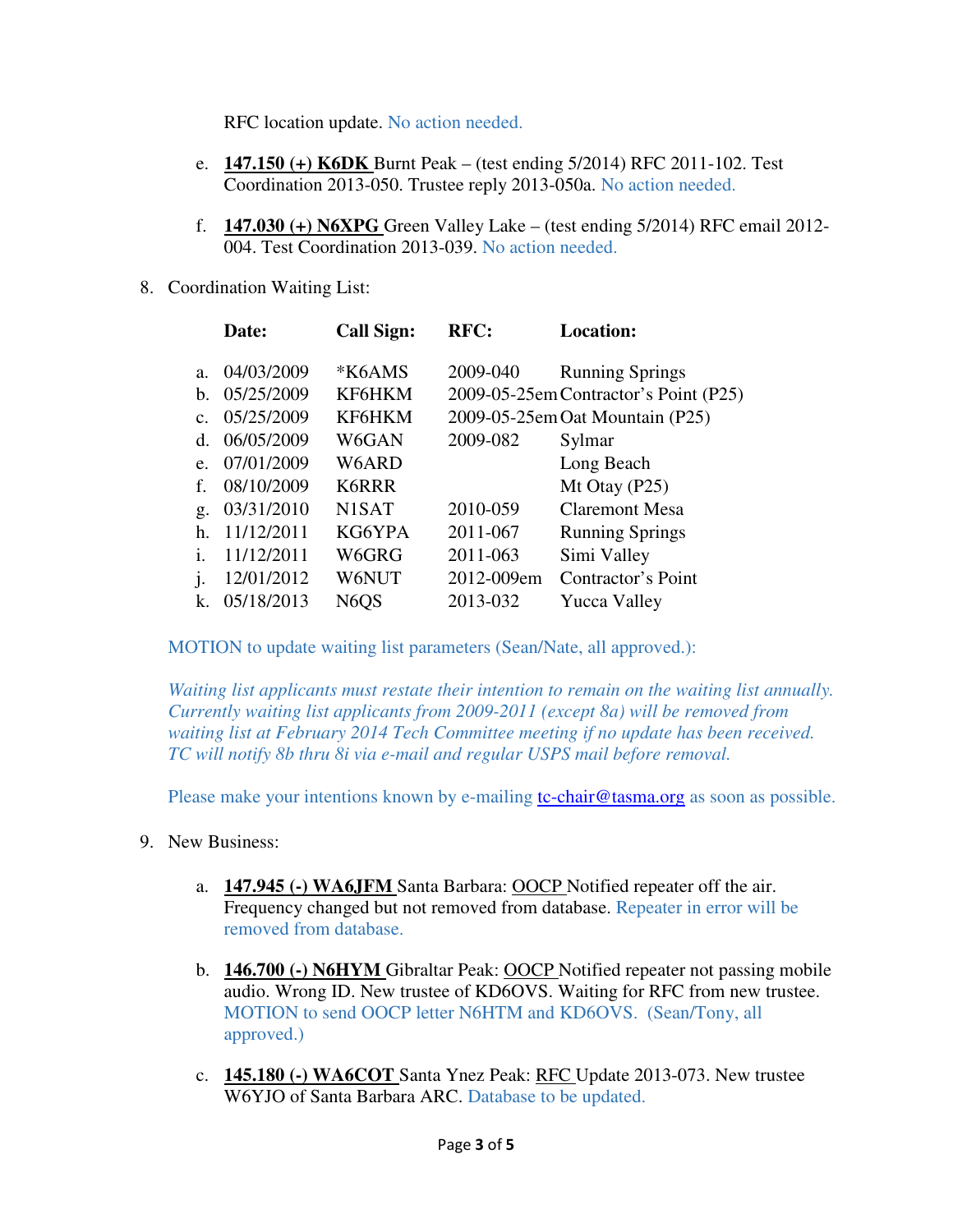RFC location update. No action needed.

e. **147.150 (+) K6DK** Burnt Peak – (test ending 5/2014) RFC 2011-102. Test Coordination 2013-050. Trustee reply 2013-050a. No action needed.

f. **147.030 (+) N6XPG** Green Valley Lake – (test ending 5/2014) RFC email 2012-004. Test Coordination 2013-039. No action needed.

8. Coordination Waiting List:

| | Date: | Call Sign: | RFC: | Location: |
|---|---|---|---|---|
| a. | 04/03/2009 | *K6AMS | 2009-040 | Running Springs |
| b. | 05/25/2009 | KF6HKM | 2009-05-25em | Contractor's Point (P25) |
| c. | 05/25/2009 | KF6HKM | 2009-05-25em | Oat Mountain (P25) |
| d. | 06/05/2009 | W6GAN | 2009-082 | Sylmar |
| e. | 07/01/2009 | W6ARD | | Long Beach |
| f. | 08/10/2009 | K6RRR | | Mt Otay (P25) |
| g. | 03/31/2010 | N1SAT | 2010-059 | Claremont Mesa |
| h. | 11/12/2011 | KG6YPA | 2011-067 | Running Springs |
| i. | 11/12/2011 | W6GRG | 2011-063 | Simi Valley |
| j. | 12/01/2012 | W6NUT | 2012-009em | Contractor's Point |
| k. | 05/18/2013 | N6QS | 2013-032 | Yucca Valley |

MOTION to update waiting list parameters (Sean/Nate, all approved.):

*Waiting list applicants must restate their intention to remain on the waiting list annually. Currently waiting list applicants from 2009-2011 (except 8a) will be removed from waiting list at February 2014 Tech Committee meeting if no update has been received. TC will notify 8b thru 8i via e-mail and regular USPS mail before removal.*

Please make your intentions known by e-mailing tc-chair@tasma.org as soon as possible.

9. New Business:

a. **147.945 (-) WA6JFM** Santa Barbara: OOCP Notified repeater off the air. Frequency changed but not removed from database. Repeater in error will be removed from database.

b. **146.700 (-) N6HYM** Gibraltar Peak: OOCP Notified repeater not passing mobile audio. Wrong ID. New trustee of KD6OVS. Waiting for RFC from new trustee. MOTION to send OOCP letter N6HTM and KD6OVS. (Sean/Tony, all approved.)

c. **145.180 (-) WA6COT** Santa Ynez Peak: RFC Update 2013-073. New trustee W6YJO of Santa Barbara ARC. Database to be updated.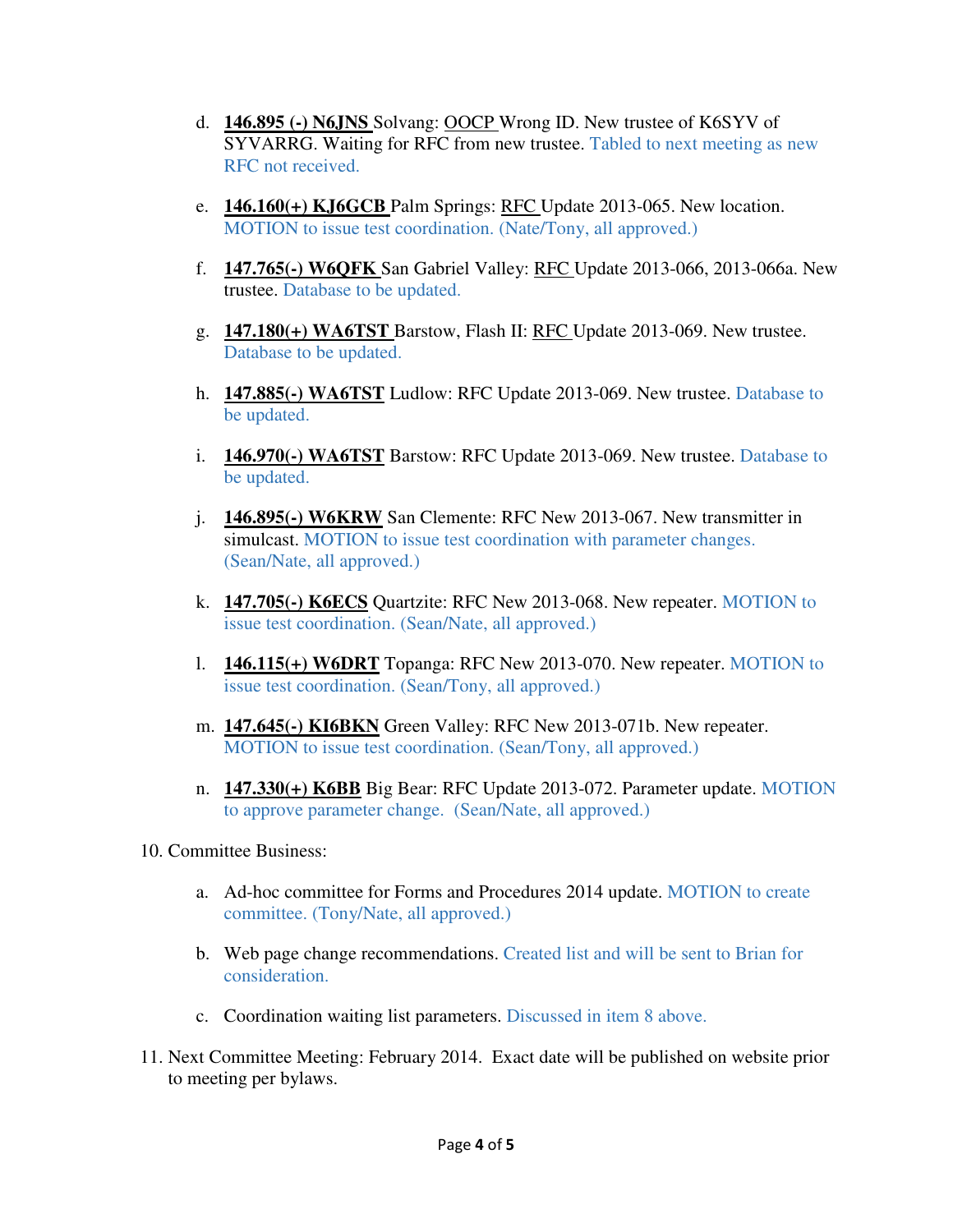d. **146.895 (-) N6JNS** Solvang: OOCP Wrong ID. New trustee of K6SYV of SYVARRG. Waiting for RFC from new trustee. Tabled to next meeting as new RFC not received.

e. **146.160(+) KJ6GCB** Palm Springs: RFC Update 2013-065. New location. MOTION to issue test coordination. (Nate/Tony, all approved.)

f. **147.765(-) W6QFK** San Gabriel Valley: RFC Update 2013-066, 2013-066a. New trustee. Database to be updated.

g. **147.180(+) WA6TST** Barstow, Flash II: RFC Update 2013-069. New trustee. Database to be updated.

h. **147.885(-) WA6TST** Ludlow: RFC Update 2013-069. New trustee. Database to be updated.

i. **146.970(-) WA6TST** Barstow: RFC Update 2013-069. New trustee. Database to be updated.

j. **146.895(-) W6KRW** San Clemente: RFC New 2013-067. New transmitter in simulcast. MOTION to issue test coordination with parameter changes. (Sean/Nate, all approved.)

k. **147.705(-) K6ECS** Quartzite: RFC New 2013-068. New repeater. MOTION to issue test coordination. (Sean/Nate, all approved.)

l. **146.115(+) W6DRT** Topanga: RFC New 2013-070. New repeater. MOTION to issue test coordination. (Sean/Tony, all approved.)

m. **147.645(-) KI6BKN** Green Valley: RFC New 2013-071b. New repeater. MOTION to issue test coordination. (Sean/Tony, all approved.)

n. **147.330(+) K6BB** Big Bear: RFC Update 2013-072. Parameter update. MOTION to approve parameter change. (Sean/Nate, all approved.)

10. Committee Business:

a. Ad-hoc committee for Forms and Procedures 2014 update. MOTION to create committee. (Tony/Nate, all approved.)

b. Web page change recommendations. Created list and will be sent to Brian for consideration.

c. Coordination waiting list parameters. Discussed in item 8 above.

11. Next Committee Meeting: February 2014. Exact date will be published on website prior to meeting per bylaws.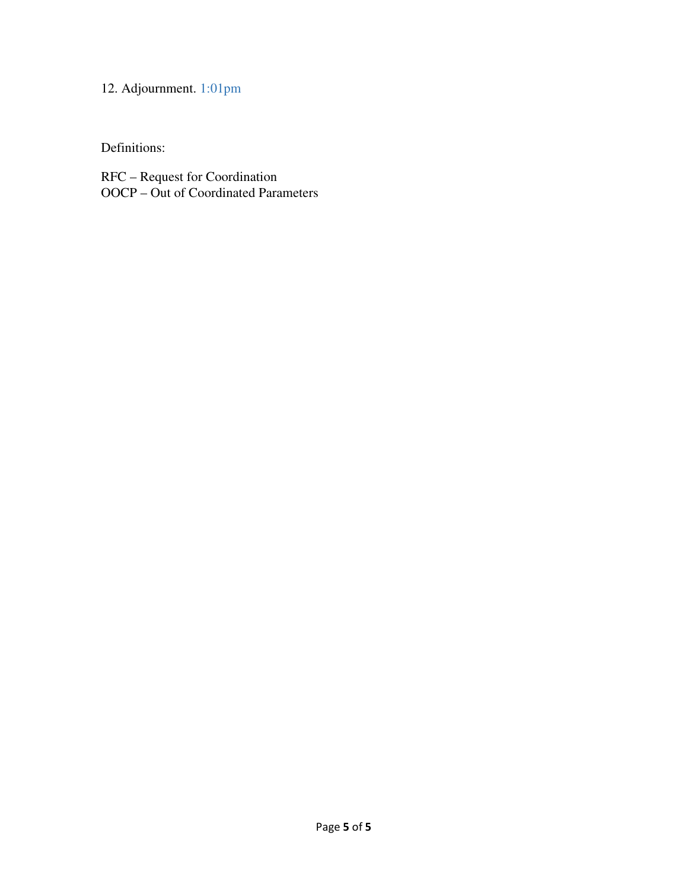12. Adjournment. 1:01pm

Definitions:

RFC – Request for Coordination
OOCP – Out of Coordinated Parameters